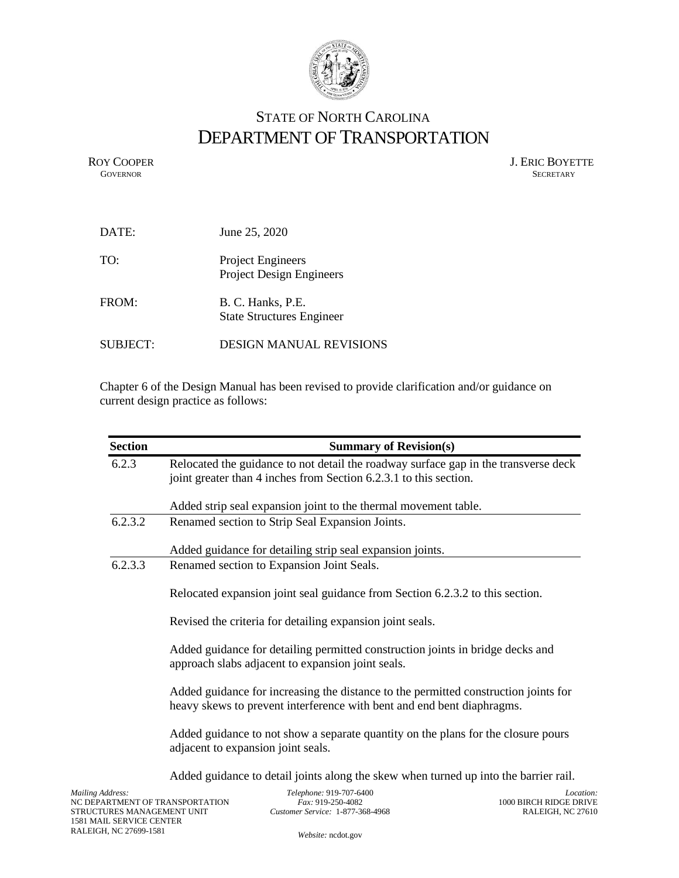STATE OF NORTH CAROLINA
# DEPARTMENT OF TRANSPORTATION

ROY COOPER
GOVERNOR

J. ERIC BOYETTE
SECRETARY

DATE: June 25, 2020

TO: Project Engineers
Project Design Engineers

FROM: B. C. Hanks, P.E.
State Structures Engineer

SUBJECT: DESIGN MANUAL REVISIONS

Chapter 6 of the Design Manual has been revised to provide clarification and/or guidance on current design practice as follows:

| Section | Summary of Revision(s) |
|---|---|
| 6.2.3 | Relocated the guidance to not detail the roadway surface gap in the transverse deck joint greater than 4 inches from Section 6.2.3.1 to this section.<br><br>Added strip seal expansion joint to the thermal movement table. |
| 6.2.3.2 | Renamed section to Strip Seal Expansion Joints.<br><br>Added guidance for detailing strip seal expansion joints. |
| 6.2.3.3 | Renamed section to Expansion Joint Seals.<br><br>Relocated expansion joint seal guidance from Section 6.2.3.2 to this section.<br><br>Revised the criteria for detailing expansion joint seals.<br><br>Added guidance for detailing permitted construction joints in bridge decks and approach slabs adjacent to expansion joint seals.<br><br>Added guidance for increasing the distance to the permitted construction joints for heavy skews to prevent interference with bent and end bent diaphragms.<br><br>Added guidance to not show a separate quantity on the plans for the closure pours adjacent to expansion joint seals.<br><br>Added guidance to detail joints along the skew when turned up into the barrier rail. |

*Mailing Address:*
NC DEPARTMENT OF TRANSPORTATION
STRUCTURES MANAGEMENT UNIT
1581 MAIL SERVICE CENTER
RALEIGH, NC 27699-1581

*Telephone:* 919-707-6400
*Fax:* 919-250-4082
*Customer Service:* 1-877-368-4968

*Website:* ncdot.gov

*Location:*
1000 BIRCH RIDGE DRIVE
RALEIGH, NC 27610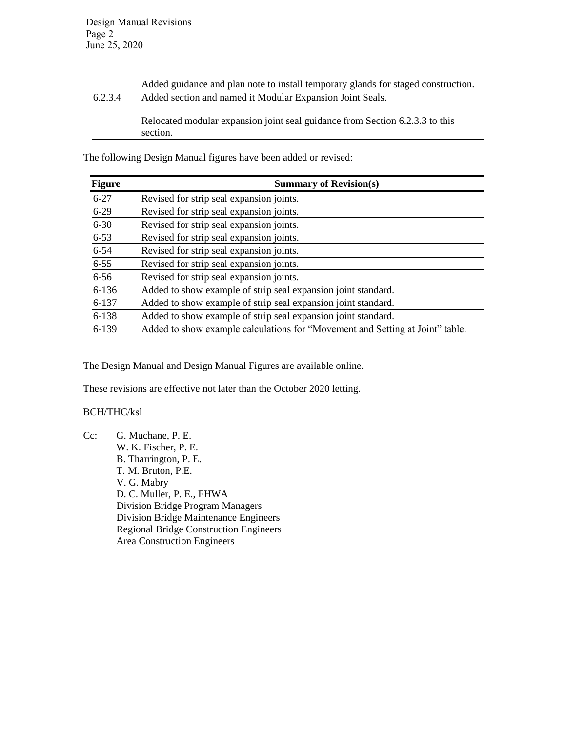| | |
|---|---|
| | Added guidance and plan note to install temporary glands for staged construction. |
| 6.2.3.4 | Added section and named it Modular Expansion Joint Seals.<br><br>Relocated modular expansion joint seal guidance from Section 6.2.3.3 to this section. |

The following Design Manual figures have been added or revised:

| Figure | Summary of Revision(s) |
|---|---|
| 6-27 | Revised for strip seal expansion joints. |
| 6-29 | Revised for strip seal expansion joints. |
| 6-30 | Revised for strip seal expansion joints. |
| 6-53 | Revised for strip seal expansion joints. |
| 6-54 | Revised for strip seal expansion joints. |
| 6-55 | Revised for strip seal expansion joints. |
| 6-56 | Revised for strip seal expansion joints. |
| 6-136 | Added to show example of strip seal expansion joint standard. |
| 6-137 | Added to show example of strip seal expansion joint standard. |
| 6-138 | Added to show example of strip seal expansion joint standard. |
| 6-139 | Added to show example calculations for "Movement and Setting at Joint" table. |

The Design Manual and Design Manual Figures are available online.

These revisions are effective not later than the October 2020 letting.

BCH/THC/ksl

Cc: G. Muchane, P. E.
W. K. Fischer, P. E.
B. Tharrington, P. E.
T. M. Bruton, P.E.
V. G. Mabry
D. C. Muller, P. E., FHWA
Division Bridge Program Managers
Division Bridge Maintenance Engineers
Regional Bridge Construction Engineers
Area Construction Engineers